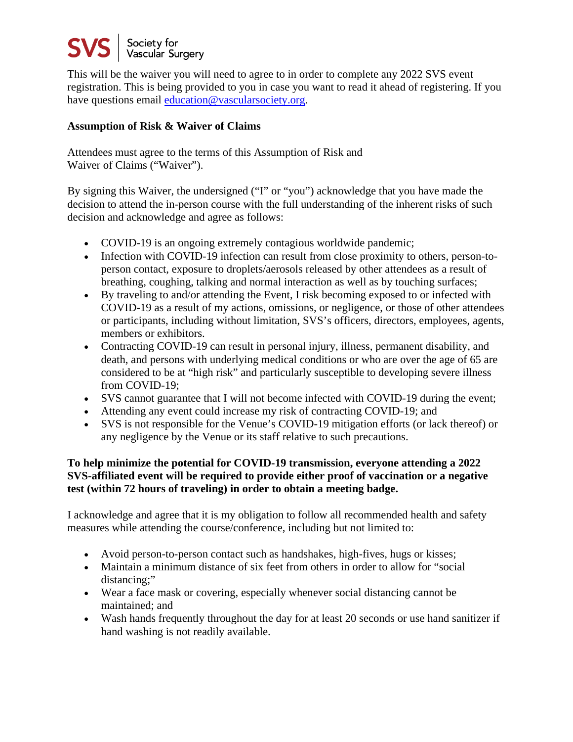SVS | Society for Vascular Surgery

This will be the waiver you will need to agree to in order to complete any 2022 SVS event registration. This is being provided to you in case you want to read it ahead of registering. If you have questions email [education@vascularsociety.org](mailto:education@vascularsociety.org).

**Assumption of Risk & Waiver of Claims**

Attendees must agree to the terms of this Assumption of Risk and Waiver of Claims ("Waiver").

By signing this Waiver, the undersigned ("I" or "you") acknowledge that you have made the decision to attend the in-person course with the full understanding of the inherent risks of such decision and acknowledge and agree as follows:

- COVID-19 is an ongoing extremely contagious worldwide pandemic;
- Infection with COVID-19 infection can result from close proximity to others, person-to-person contact, exposure to droplets/aerosols released by other attendees as a result of breathing, coughing, talking and normal interaction as well as by touching surfaces;
- By traveling to and/or attending the Event, I risk becoming exposed to or infected with COVID-19 as a result of my actions, omissions, or negligence, or those of other attendees or participants, including without limitation, SVS's officers, directors, employees, agents, members or exhibitors.
- Contracting COVID-19 can result in personal injury, illness, permanent disability, and death, and persons with underlying medical conditions or who are over the age of 65 are considered to be at "high risk" and particularly susceptible to developing severe illness from COVID-19;
- SVS cannot guarantee that I will not become infected with COVID-19 during the event;
- Attending any event could increase my risk of contracting COVID-19; and
- SVS is not responsible for the Venue's COVID-19 mitigation efforts (or lack thereof) or any negligence by the Venue or its staff relative to such precautions.

**To help minimize the potential for COVID-19 transmission, everyone attending a 2022 SVS-affiliated event will be required to provide either proof of vaccination or a negative test (within 72 hours of traveling) in order to obtain a meeting badge.**

I acknowledge and agree that it is my obligation to follow all recommended health and safety measures while attending the course/conference, including but not limited to:

- Avoid person-to-person contact such as handshakes, high-fives, hugs or kisses;
- Maintain a minimum distance of six feet from others in order to allow for "social distancing;"
- Wear a face mask or covering, especially whenever social distancing cannot be maintained; and
- Wash hands frequently throughout the day for at least 20 seconds or use hand sanitizer if hand washing is not readily available.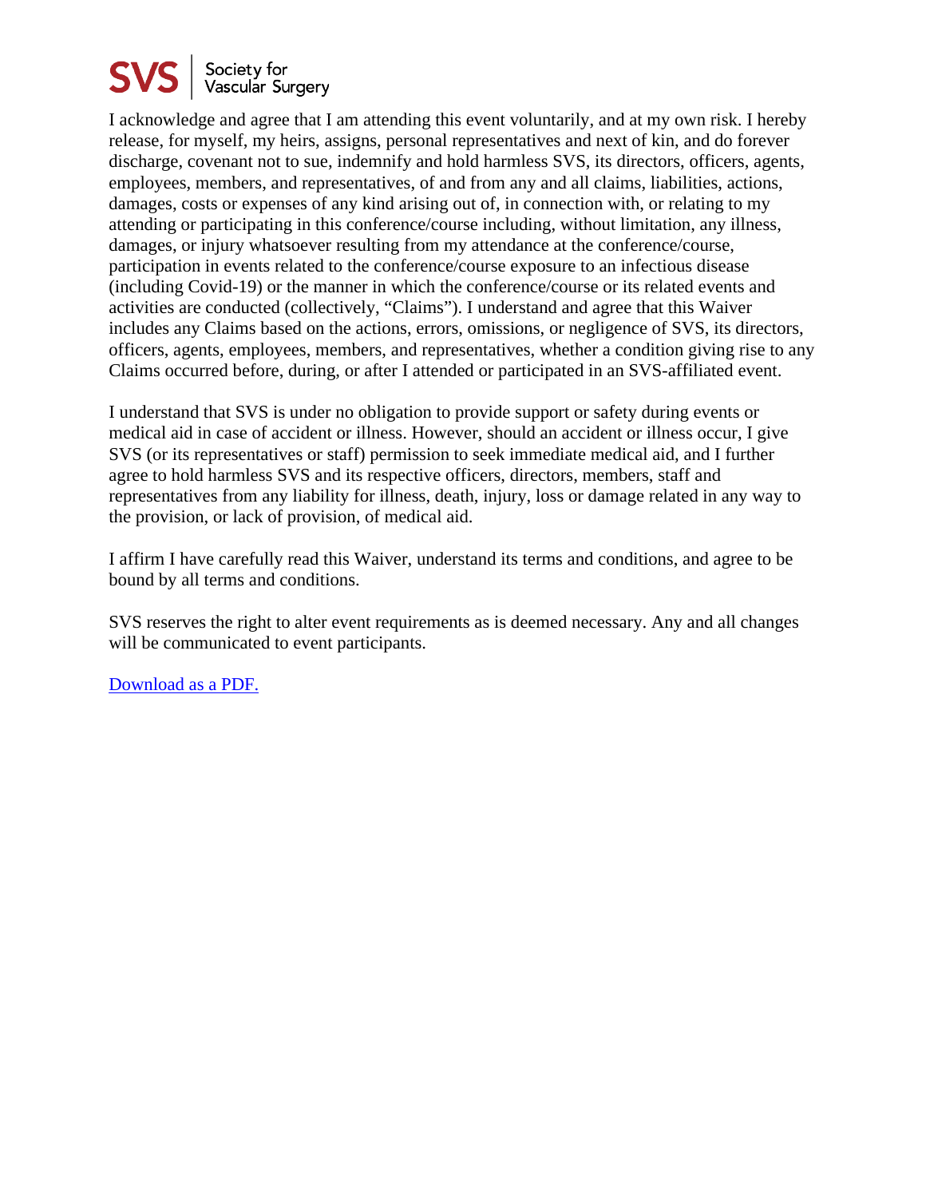SVS | Society for Vascular Surgery

I acknowledge and agree that I am attending this event voluntarily, and at my own risk. I hereby release, for myself, my heirs, assigns, personal representatives and next of kin, and do forever discharge, covenant not to sue, indemnify and hold harmless SVS, its directors, officers, agents, employees, members, and representatives, of and from any and all claims, liabilities, actions, damages, costs or expenses of any kind arising out of, in connection with, or relating to my attending or participating in this conference/course including, without limitation, any illness, damages, or injury whatsoever resulting from my attendance at the conference/course, participation in events related to the conference/course exposure to an infectious disease (including Covid-19) or the manner in which the conference/course or its related events and activities are conducted (collectively, "Claims"). I understand and agree that this Waiver includes any Claims based on the actions, errors, omissions, or negligence of SVS, its directors, officers, agents, employees, members, and representatives, whether a condition giving rise to any Claims occurred before, during, or after I attended or participated in an SVS-affiliated event.

I understand that SVS is under no obligation to provide support or safety during events or medical aid in case of accident or illness. However, should an accident or illness occur, I give SVS (or its representatives or staff) permission to seek immediate medical aid, and I further agree to hold harmless SVS and its respective officers, directors, members, staff and representatives from any liability for illness, death, injury, loss or damage related in any way to the provision, or lack of provision, of medical aid.

I affirm I have carefully read this Waiver, understand its terms and conditions, and agree to be bound by all terms and conditions.

SVS reserves the right to alter event requirements as is deemed necessary. Any and all changes will be communicated to event participants.

Download as a PDF.